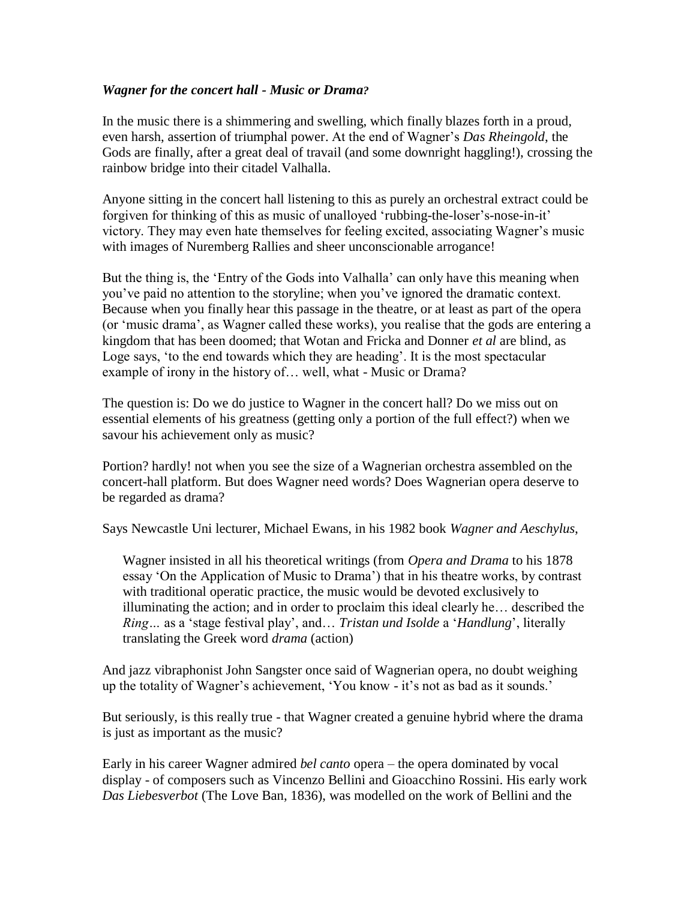***Wagner for the concert hall - Music or Drama?***

In the music there is a shimmering and swelling, which finally blazes forth in a proud, even harsh, assertion of triumphal power. At the end of Wagner's *Das Rheingold*, the Gods are finally, after a great deal of travail (and some downright haggling!), crossing the rainbow bridge into their citadel Valhalla.

Anyone sitting in the concert hall listening to this as purely an orchestral extract could be forgiven for thinking of this as music of unalloyed 'rubbing-the-loser's-nose-in-it' victory. They may even hate themselves for feeling excited, associating Wagner's music with images of Nuremberg Rallies and sheer unconscionable arrogance!

But the thing is, the 'Entry of the Gods into Valhalla' can only have this meaning when you've paid no attention to the storyline; when you've ignored the dramatic context. Because when you finally hear this passage in the theatre, or at least as part of the opera (or 'music drama', as Wagner called these works), you realise that the gods are entering a kingdom that has been doomed; that Wotan and Fricka and Donner *et al* are blind, as Loge says, 'to the end towards which they are heading'. It is the most spectacular example of irony in the history of… well, what - Music or Drama?

The question is: Do we do justice to Wagner in the concert hall? Do we miss out on essential elements of his greatness (getting only a portion of the full effect?) when we savour his achievement only as music?

Portion? hardly! not when you see the size of a Wagnerian orchestra assembled on the concert-hall platform. But does Wagner need words? Does Wagnerian opera deserve to be regarded as drama?

Says Newcastle Uni lecturer, Michael Ewans, in his 1982 book *Wagner and Aeschylus*,

> Wagner insisted in all his theoretical writings (from *Opera and Drama* to his 1878 essay 'On the Application of Music to Drama') that in his theatre works, by contrast with traditional operatic practice, the music would be devoted exclusively to illuminating the action; and in order to proclaim this ideal clearly he… described the *Ring…* as a 'stage festival play', and… *Tristan und Isolde* a '*Handlung*', literally translating the Greek word *drama* (action)

And jazz vibraphonist John Sangster once said of Wagnerian opera, no doubt weighing up the totality of Wagner's achievement, 'You know - it's not as bad as it sounds.'

But seriously, is this really true - that Wagner created a genuine hybrid where the drama is just as important as the music?

Early in his career Wagner admired *bel canto* opera – the opera dominated by vocal display - of composers such as Vincenzo Bellini and Gioacchino Rossini. His early work *Das Liebesverbot* (The Love Ban, 1836), was modelled on the work of Bellini and the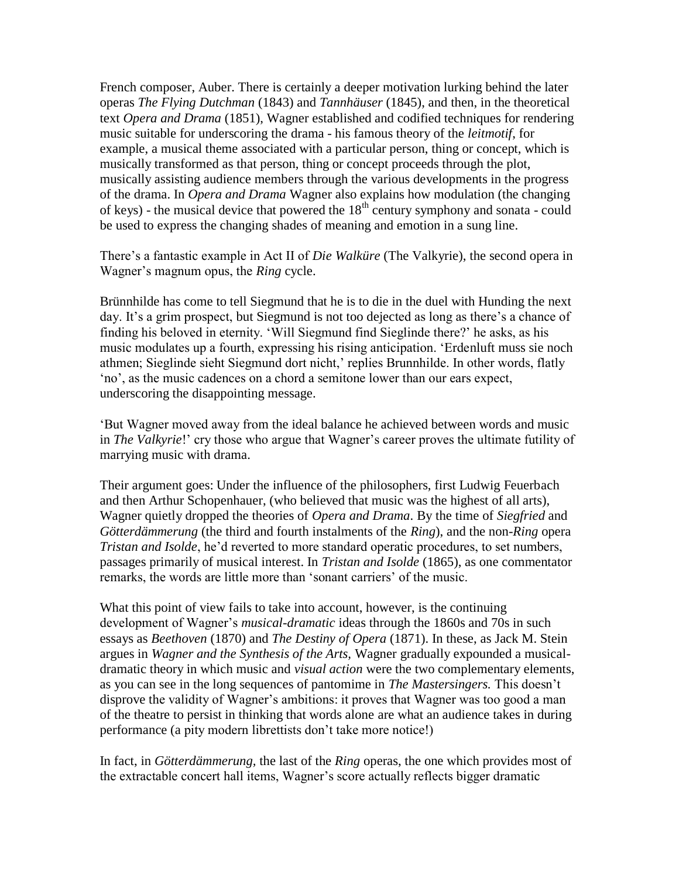French composer, Auber. There is certainly a deeper motivation lurking behind the later operas *The Flying Dutchman* (1843) and *Tannhäuser* (1845), and then, in the theoretical text *Opera and Drama* (1851), Wagner established and codified techniques for rendering music suitable for underscoring the drama - his famous theory of the *leitmotif*, for example, a musical theme associated with a particular person, thing or concept, which is musically transformed as that person, thing or concept proceeds through the plot, musically assisting audience members through the various developments in the progress of the drama. In *Opera and Drama* Wagner also explains how modulation (the changing of keys) - the musical device that powered the 18th century symphony and sonata - could be used to express the changing shades of meaning and emotion in a sung line.

There's a fantastic example in Act II of *Die Walküre* (The Valkyrie), the second opera in Wagner's magnum opus, the *Ring* cycle.

Brünnhilde has come to tell Siegmund that he is to die in the duel with Hunding the next day. It's a grim prospect, but Siegmund is not too dejected as long as there's a chance of finding his beloved in eternity. 'Will Siegmund find Sieglinde there?' he asks, as his music modulates up a fourth, expressing his rising anticipation. 'Erdenluft muss sie noch athmen; Sieglinde sieht Siegmund dort nicht,' replies Brunnhilde. In other words, flatly 'no', as the music cadences on a chord a semitone lower than our ears expect, underscoring the disappointing message.

'But Wagner moved away from the ideal balance he achieved between words and music in *The Valkyrie*!' cry those who argue that Wagner's career proves the ultimate futility of marrying music with drama.

Their argument goes: Under the influence of the philosophers, first Ludwig Feuerbach and then Arthur Schopenhauer, (who believed that music was the highest of all arts), Wagner quietly dropped the theories of *Opera and Drama*. By the time of *Siegfried* and *Götterdämmerung* (the third and fourth instalments of the *Ring*), and the non-*Ring* opera *Tristan and Isolde*, he'd reverted to more standard operatic procedures, to set numbers, passages primarily of musical interest. In *Tristan and Isolde* (1865), as one commentator remarks, the words are little more than 'sonant carriers' of the music.

What this point of view fails to take into account, however, is the continuing development of Wagner's *musical-dramatic* ideas through the 1860s and 70s in such essays as *Beethoven* (1870) and *The Destiny of Opera* (1871). In these, as Jack M. Stein argues in *Wagner and the Synthesis of the Arts,* Wagner gradually expounded a musical-dramatic theory in which music and *visual action* were the two complementary elements, as you can see in the long sequences of pantomime in *The Mastersingers.* This doesn't disprove the validity of Wagner's ambitions: it proves that Wagner was too good a man of the theatre to persist in thinking that words alone are what an audience takes in during performance (a pity modern librettists don't take more notice!)

In fact, in *Götterdämmerung,* the last of the *Ring* operas, the one which provides most of the extractable concert hall items, Wagner's score actually reflects bigger dramatic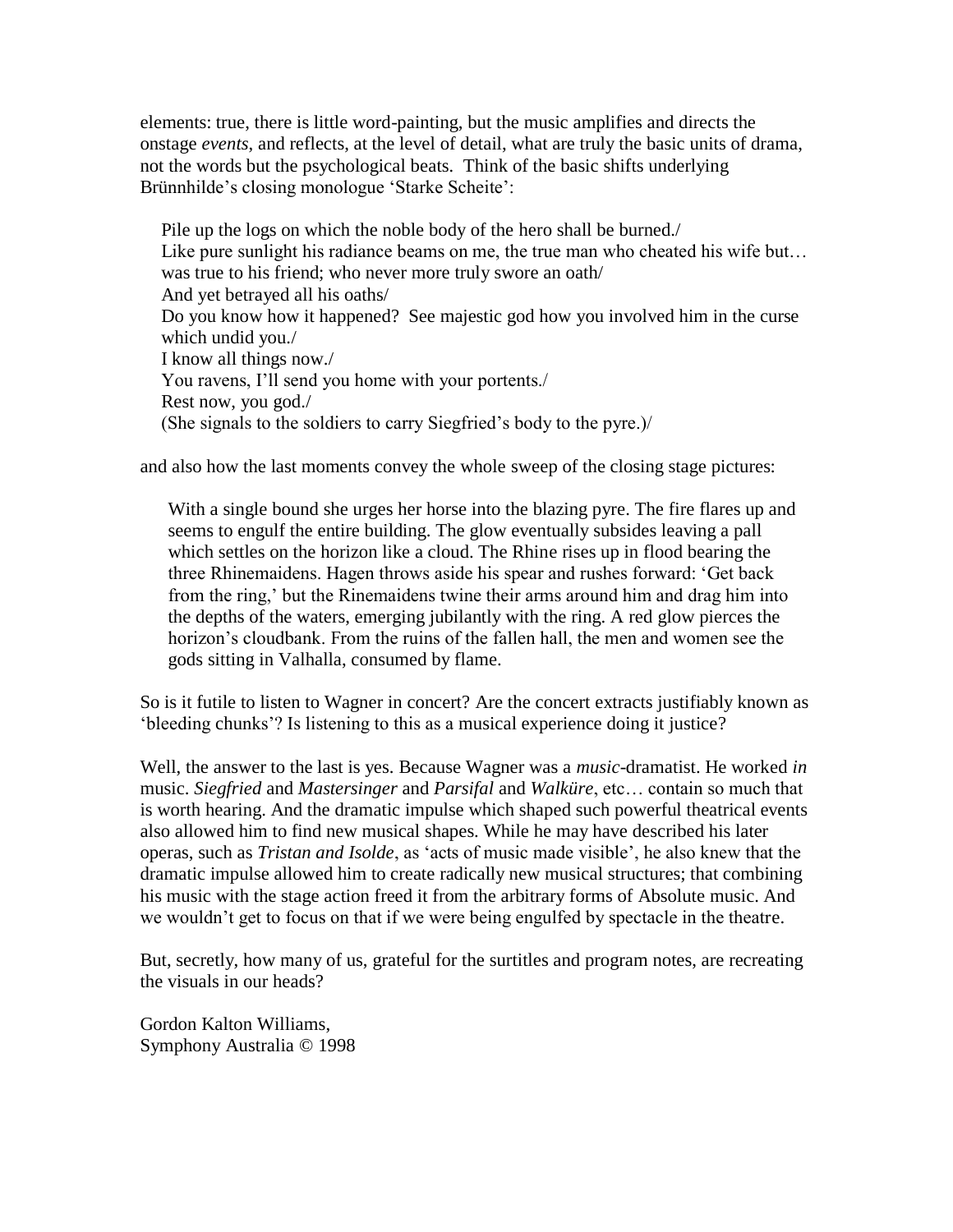elements: true, there is little word-painting, but the music amplifies and directs the onstage *events*, and reflects, at the level of detail, what are truly the basic units of drama, not the words but the psychological beats. Think of the basic shifts underlying Brünnhilde's closing monologue 'Starke Scheite':

> Pile up the logs on which the noble body of the hero shall be burned./
> Like pure sunlight his radiance beams on me, the true man who cheated his wife but… was true to his friend; who never more truly swore an oath/
> And yet betrayed all his oaths/
> Do you know how it happened? See majestic god how you involved him in the curse which undid you./
> I know all things now./
> You ravens, I'll send you home with your portents./
> Rest now, you god./
> (She signals to the soldiers to carry Siegfried's body to the pyre.)/

and also how the last moments convey the whole sweep of the closing stage pictures:

> With a single bound she urges her horse into the blazing pyre. The fire flares up and seems to engulf the entire building. The glow eventually subsides leaving a pall which settles on the horizon like a cloud. The Rhine rises up in flood bearing the three Rhinemaidens. Hagen throws aside his spear and rushes forward: 'Get back from the ring,' but the Rinemaidens twine their arms around him and drag him into the depths of the waters, emerging jubilantly with the ring. A red glow pierces the horizon's cloudbank. From the ruins of the fallen hall, the men and women see the gods sitting in Valhalla, consumed by flame.

So is it futile to listen to Wagner in concert? Are the concert extracts justifiably known as 'bleeding chunks'? Is listening to this as a musical experience doing it justice?

Well, the answer to the last is yes. Because Wagner was a *music*-dramatist. He worked *in* music. *Siegfried* and *Mastersinger* and *Parsifal* and *Walküre*, etc… contain so much that is worth hearing. And the dramatic impulse which shaped such powerful theatrical events also allowed him to find new musical shapes. While he may have described his later operas, such as *Tristan and Isolde*, as 'acts of music made visible', he also knew that the dramatic impulse allowed him to create radically new musical structures; that combining his music with the stage action freed it from the arbitrary forms of Absolute music. And we wouldn't get to focus on that if we were being engulfed by spectacle in the theatre.

But, secretly, how many of us, grateful for the surtitles and program notes, are recreating the visuals in our heads?

Gordon Kalton Williams,
Symphony Australia © 1998